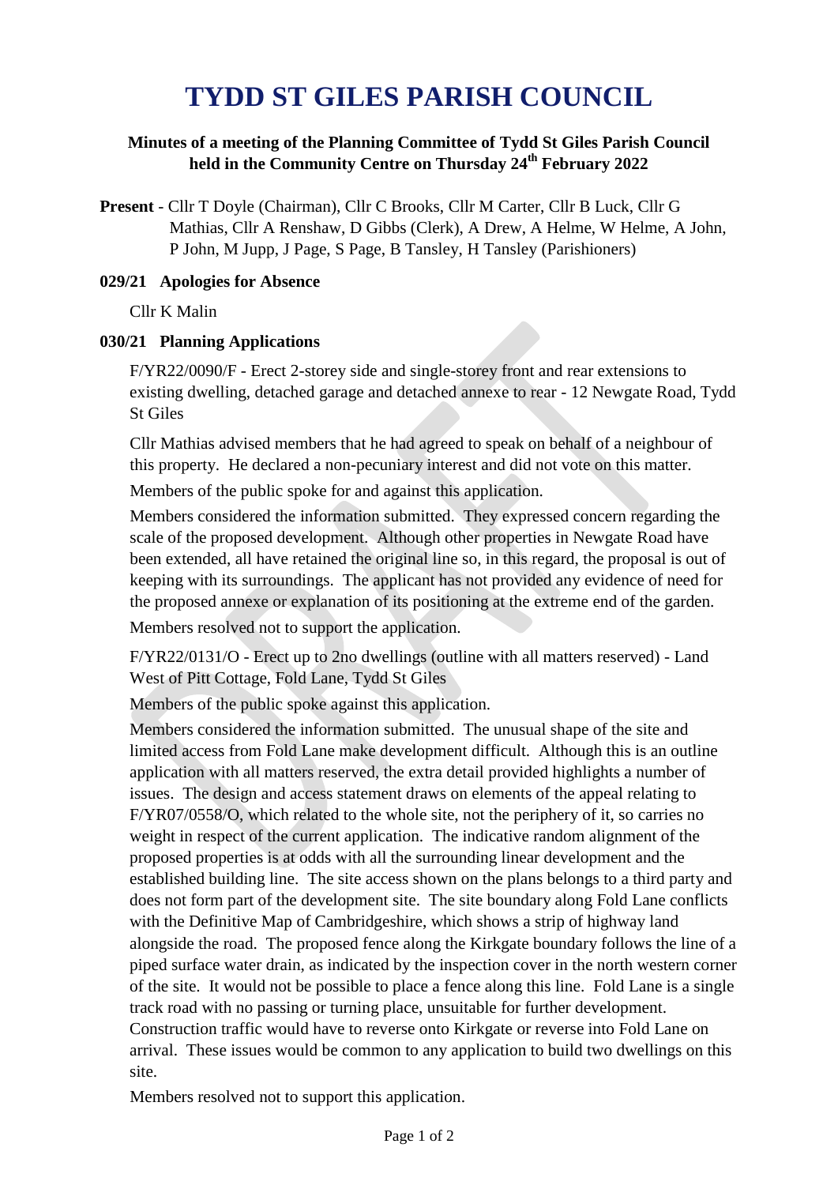# TYDD ST GILES PARISH COUNCIL

**Minutes of a meeting of the Planning Committee of Tydd St Giles Parish Council held in the Community Centre on Thursday 24th February 2022**

**Present** - Cllr T Doyle (Chairman), Cllr C Brooks, Cllr M Carter, Cllr B Luck, Cllr G Mathias, Cllr A Renshaw, D Gibbs (Clerk), A Drew, A Helme, W Helme, A John, P John, M Jupp, J Page, S Page, B Tansley, H Tansley (Parishioners)

### 029/21 Apologies for Absence

Cllr K Malin

### 030/21 Planning Applications

F/YR22/0090/F - Erect 2-storey side and single-storey front and rear extensions to existing dwelling, detached garage and detached annexe to rear - 12 Newgate Road, Tydd St Giles

Cllr Mathias advised members that he had agreed to speak on behalf of a neighbour of this property. He declared a non-pecuniary interest and did not vote on this matter.

Members of the public spoke for and against this application.

Members considered the information submitted. They expressed concern regarding the scale of the proposed development. Although other properties in Newgate Road have been extended, all have retained the original line so, in this regard, the proposal is out of keeping with its surroundings. The applicant has not provided any evidence of need for the proposed annexe or explanation of its positioning at the extreme end of the garden.

Members resolved not to support the application.

F/YR22/0131/O - Erect up to 2no dwellings (outline with all matters reserved) - Land West of Pitt Cottage, Fold Lane, Tydd St Giles

Members of the public spoke against this application.

Members considered the information submitted. The unusual shape of the site and limited access from Fold Lane make development difficult. Although this is an outline application with all matters reserved, the extra detail provided highlights a number of issues. The design and access statement draws on elements of the appeal relating to F/YR07/0558/O, which related to the whole site, not the periphery of it, so carries no weight in respect of the current application. The indicative random alignment of the proposed properties is at odds with all the surrounding linear development and the established building line. The site access shown on the plans belongs to a third party and does not form part of the development site. The site boundary along Fold Lane conflicts with the Definitive Map of Cambridgeshire, which shows a strip of highway land alongside the road. The proposed fence along the Kirkgate boundary follows the line of a piped surface water drain, as indicated by the inspection cover in the north western corner of the site. It would not be possible to place a fence along this line. Fold Lane is a single track road with no passing or turning place, unsuitable for further development. Construction traffic would have to reverse onto Kirkgate or reverse into Fold Lane on arrival. These issues would be common to any application to build two dwellings on this site.

Members resolved not to support this application.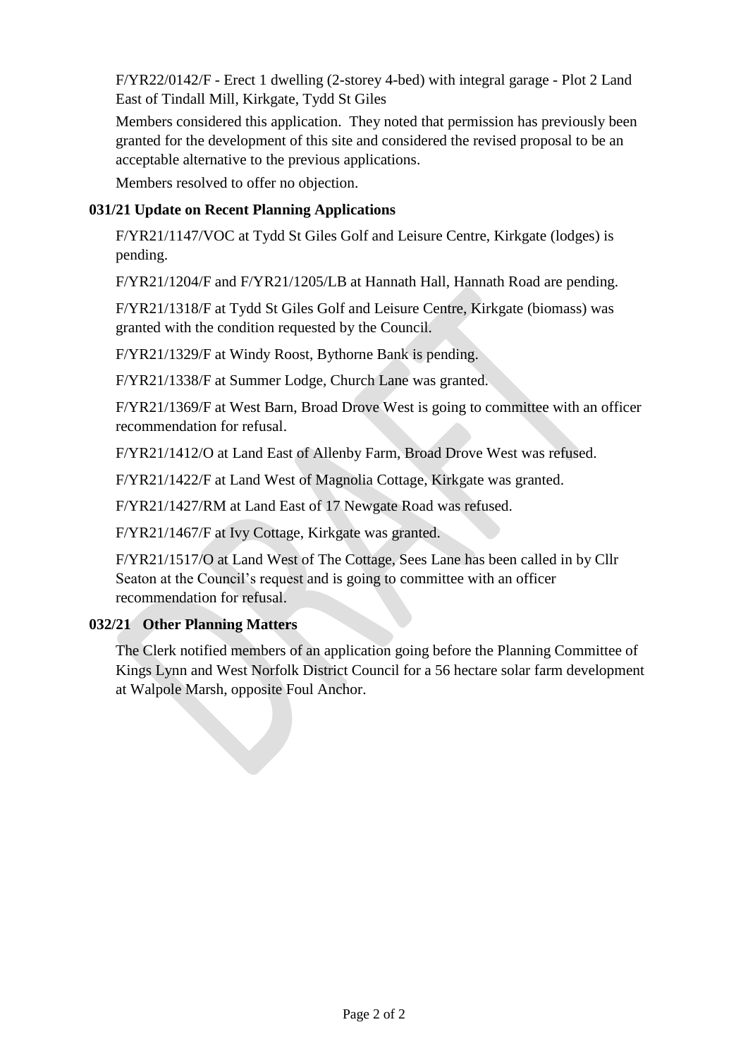F/YR22/0142/F - Erect 1 dwelling (2-storey 4-bed) with integral garage - Plot 2 Land East of Tindall Mill, Kirkgate, Tydd St Giles

Members considered this application. They noted that permission has previously been granted for the development of this site and considered the revised proposal to be an acceptable alternative to the previous applications.

Members resolved to offer no objection.

**031/21 Update on Recent Planning Applications**

F/YR21/1147/VOC at Tydd St Giles Golf and Leisure Centre, Kirkgate (lodges) is pending.

F/YR21/1204/F and F/YR21/1205/LB at Hannath Hall, Hannath Road are pending.

F/YR21/1318/F at Tydd St Giles Golf and Leisure Centre, Kirkgate (biomass) was granted with the condition requested by the Council.

F/YR21/1329/F at Windy Roost, Bythorne Bank is pending.

F/YR21/1338/F at Summer Lodge, Church Lane was granted.

F/YR21/1369/F at West Barn, Broad Drove West is going to committee with an officer recommendation for refusal.

F/YR21/1412/O at Land East of Allenby Farm, Broad Drove West was refused.

F/YR21/1422/F at Land West of Magnolia Cottage, Kirkgate was granted.

F/YR21/1427/RM at Land East of 17 Newgate Road was refused.

F/YR21/1467/F at Ivy Cottage, Kirkgate was granted.

F/YR21/1517/O at Land West of The Cottage, Sees Lane has been called in by Cllr Seaton at the Council's request and is going to committee with an officer recommendation for refusal.

**032/21 Other Planning Matters**

The Clerk notified members of an application going before the Planning Committee of Kings Lynn and West Norfolk District Council for a 56 hectare solar farm development at Walpole Marsh, opposite Foul Anchor.